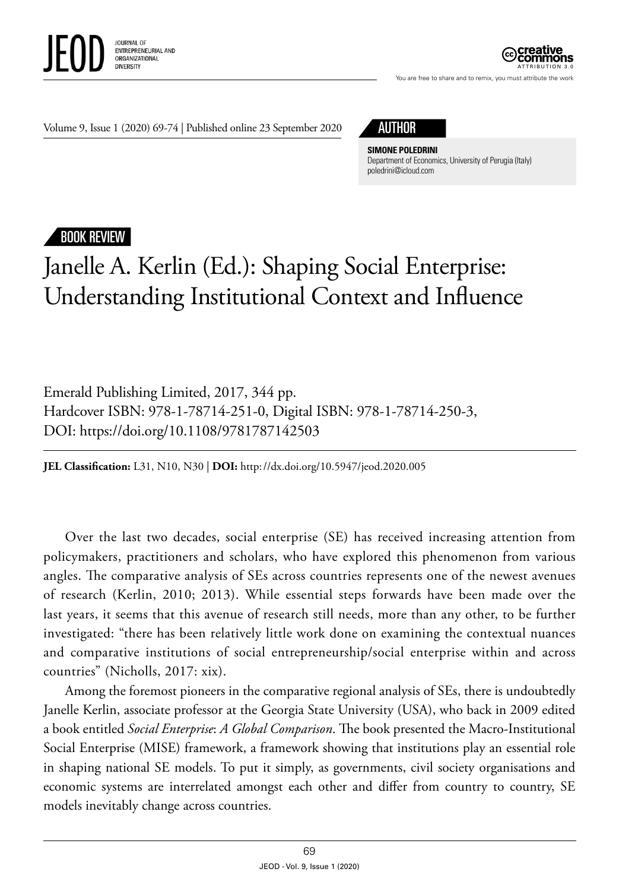JEOD JOURNAL OF ENTREPRENEURIAL AND ORGANIZATIONAL DIVERSITY

You are free to share and to remix, you must attribute the work

Volume 9, Issue 1 (2020) 69-74 | Published online 23 September 2020

AUTHOR

**SIMONE POLEDRINI**
Department of Economics, University of Perugia (Italy)
poledrini@icloud.com

BOOK REVIEW

# Janelle A. Kerlin (Ed.): Shaping Social Enterprise: Understanding Institutional Context and Influence

Emerald Publishing Limited, 2017, 344 pp.
Hardcover ISBN: 978-1-78714-251-0, Digital ISBN: 978-1-78714-250-3,
DOI: https://doi.org/10.1108/9781787142503

**JEL Classification:** L31, N10, N30 | **DOI:** http://dx.doi.org/10.5947/jeod.2020.005

Over the last two decades, social enterprise (SE) has received increasing attention from policymakers, practitioners and scholars, who have explored this phenomenon from various angles. The comparative analysis of SEs across countries represents one of the newest avenues of research (Kerlin, 2010; 2013). While essential steps forwards have been made over the last years, it seems that this avenue of research still needs, more than any other, to be further investigated: "there has been relatively little work done on examining the contextual nuances and comparative institutions of social entrepreneurship/social enterprise within and across countries" (Nicholls, 2017: xix).

Among the foremost pioneers in the comparative regional analysis of SEs, there is undoubtedly Janelle Kerlin, associate professor at the Georgia State University (USA), who back in 2009 edited a book entitled *Social Enterprise*: *A Global Comparison*. The book presented the Macro-Institutional Social Enterprise (MISE) framework, a framework showing that institutions play an essential role in shaping national SE models. To put it simply, as governments, civil society organisations and economic systems are interrelated amongst each other and differ from country to country, SE models inevitably change across countries.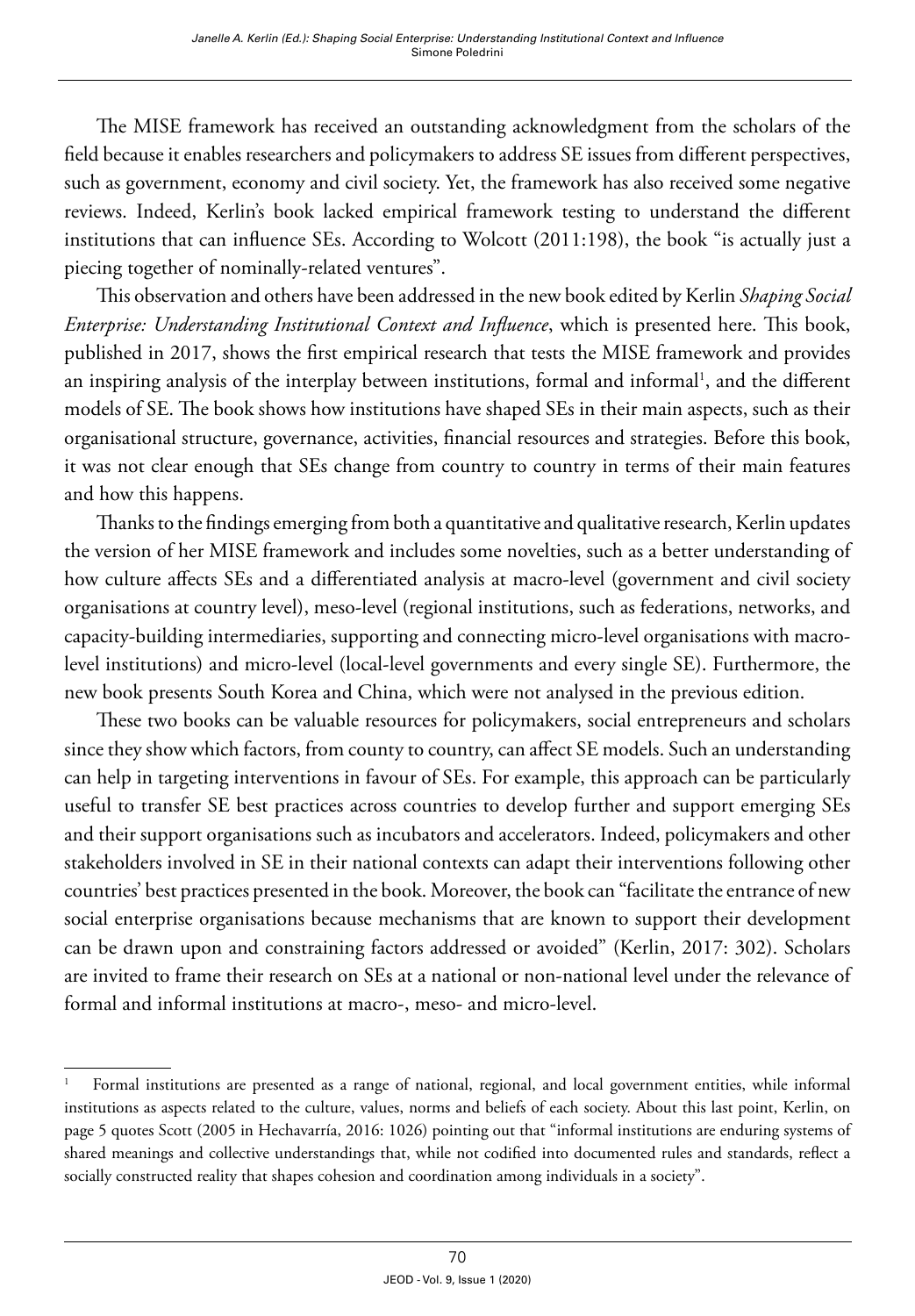The MISE framework has received an outstanding acknowledgment from the scholars of the field because it enables researchers and policymakers to address SE issues from different perspectives, such as government, economy and civil society. Yet, the framework has also received some negative reviews. Indeed, Kerlin's book lacked empirical framework testing to understand the different institutions that can influence SEs. According to Wolcott (2011:198), the book "is actually just a piecing together of nominally-related ventures".

This observation and others have been addressed in the new book edited by Kerlin *Shaping Social Enterprise: Understanding Institutional Context and Influence*, which is presented here. This book, published in 2017, shows the first empirical research that tests the MISE framework and provides an inspiring analysis of the interplay between institutions, formal and informal[1], and the different models of SE. The book shows how institutions have shaped SEs in their main aspects, such as their organisational structure, governance, activities, financial resources and strategies. Before this book, it was not clear enough that SEs change from country to country in terms of their main features and how this happens.

Thanks to the findings emerging from both a quantitative and qualitative research, Kerlin updates the version of her MISE framework and includes some novelties, such as a better understanding of how culture affects SEs and a differentiated analysis at macro-level (government and civil society organisations at country level), meso-level (regional institutions, such as federations, networks, and capacity-building intermediaries, supporting and connecting micro-level organisations with macro-level institutions) and micro-level (local-level governments and every single SE). Furthermore, the new book presents South Korea and China, which were not analysed in the previous edition.

These two books can be valuable resources for policymakers, social entrepreneurs and scholars since they show which factors, from county to country, can affect SE models. Such an understanding can help in targeting interventions in favour of SEs. For example, this approach can be particularly useful to transfer SE best practices across countries to develop further and support emerging SEs and their support organisations such as incubators and accelerators. Indeed, policymakers and other stakeholders involved in SE in their national contexts can adapt their interventions following other countries' best practices presented in the book. Moreover, the book can "facilitate the entrance of new social enterprise organisations because mechanisms that are known to support their development can be drawn upon and constraining factors addressed or avoided" (Kerlin, 2017: 302). Scholars are invited to frame their research on SEs at a national or non-national level under the relevance of formal and informal institutions at macro-, meso- and micro-level.

---

[1] Formal institutions are presented as a range of national, regional, and local government entities, while informal institutions as aspects related to the culture, values, norms and beliefs of each society. About this last point, Kerlin, on page 5 quotes Scott (2005 in Hechavarría, 2016: 1026) pointing out that "informal institutions are enduring systems of shared meanings and collective understandings that, while not codified into documented rules and standards, reflect a socially constructed reality that shapes cohesion and coordination among individuals in a society".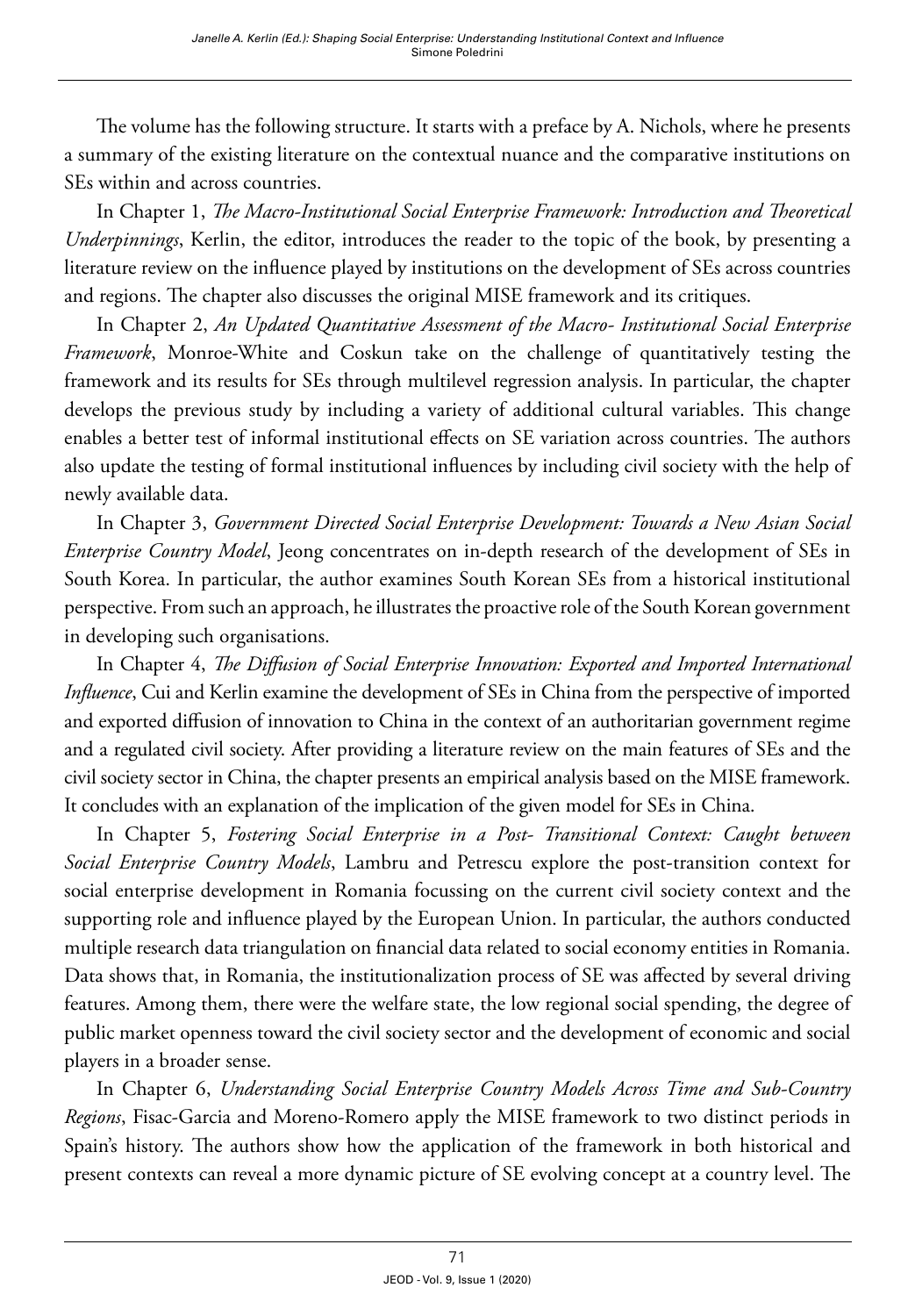The volume has the following structure. It starts with a preface by A. Nichols, where he presents a summary of the existing literature on the contextual nuance and the comparative institutions on SEs within and across countries.

In Chapter 1, *The Macro-Institutional Social Enterprise Framework: Introduction and Theoretical Underpinnings*, Kerlin, the editor, introduces the reader to the topic of the book, by presenting a literature review on the influence played by institutions on the development of SEs across countries and regions. The chapter also discusses the original MISE framework and its critiques.

In Chapter 2, *An Updated Quantitative Assessment of the Macro- Institutional Social Enterprise Framework*, Monroe-White and Coskun take on the challenge of quantitatively testing the framework and its results for SEs through multilevel regression analysis. In particular, the chapter develops the previous study by including a variety of additional cultural variables. This change enables a better test of informal institutional effects on SE variation across countries. The authors also update the testing of formal institutional influences by including civil society with the help of newly available data.

In Chapter 3, *Government Directed Social Enterprise Development: Towards a New Asian Social Enterprise Country Model*, Jeong concentrates on in-depth research of the development of SEs in South Korea. In particular, the author examines South Korean SEs from a historical institutional perspective. From such an approach, he illustrates the proactive role of the South Korean government in developing such organisations.

In Chapter 4, *The Diffusion of Social Enterprise Innovation: Exported and Imported International Influence*, Cui and Kerlin examine the development of SEs in China from the perspective of imported and exported diffusion of innovation to China in the context of an authoritarian government regime and a regulated civil society. After providing a literature review on the main features of SEs and the civil society sector in China, the chapter presents an empirical analysis based on the MISE framework. It concludes with an explanation of the implication of the given model for SEs in China.

In Chapter 5, *Fostering Social Enterprise in a Post- Transitional Context: Caught between Social Enterprise Country Models*, Lambru and Petrescu explore the post-transition context for social enterprise development in Romania focussing on the current civil society context and the supporting role and influence played by the European Union. In particular, the authors conducted multiple research data triangulation on financial data related to social economy entities in Romania. Data shows that, in Romania, the institutionalization process of SE was affected by several driving features. Among them, there were the welfare state, the low regional social spending, the degree of public market openness toward the civil society sector and the development of economic and social players in a broader sense.

In Chapter 6, *Understanding Social Enterprise Country Models Across Time and Sub-Country Regions*, Fisac-Garcia and Moreno-Romero apply the MISE framework to two distinct periods in Spain's history. The authors show how the application of the framework in both historical and present contexts can reveal a more dynamic picture of SE evolving concept at a country level. The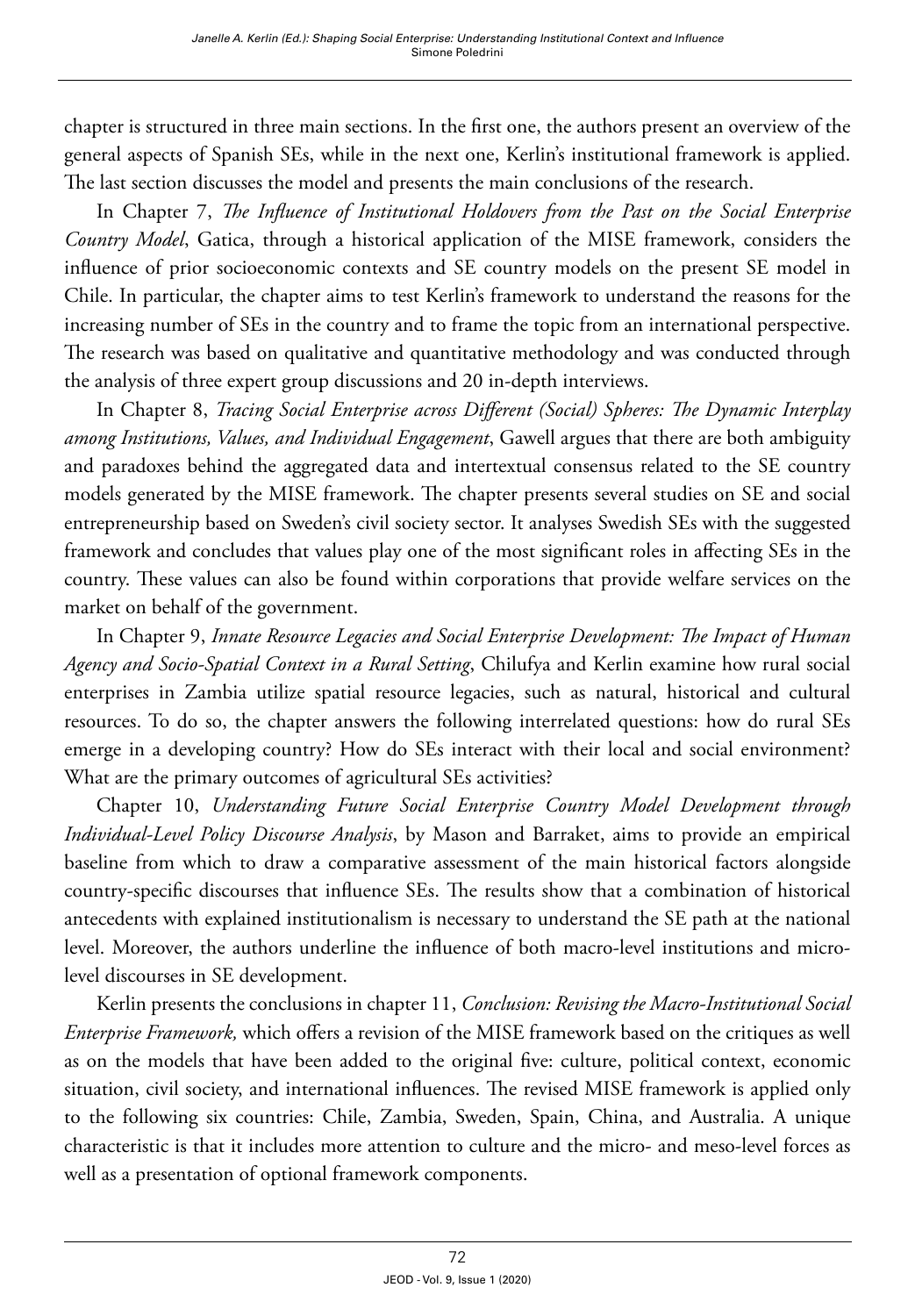chapter is structured in three main sections. In the first one, the authors present an overview of the general aspects of Spanish SEs, while in the next one, Kerlin's institutional framework is applied. The last section discusses the model and presents the main conclusions of the research.

In Chapter 7, *The Influence of Institutional Holdovers from the Past on the Social Enterprise Country Model*, Gatica, through a historical application of the MISE framework, considers the influence of prior socioeconomic contexts and SE country models on the present SE model in Chile. In particular, the chapter aims to test Kerlin's framework to understand the reasons for the increasing number of SEs in the country and to frame the topic from an international perspective. The research was based on qualitative and quantitative methodology and was conducted through the analysis of three expert group discussions and 20 in-depth interviews.

In Chapter 8, *Tracing Social Enterprise across Different (Social) Spheres: The Dynamic Interplay among Institutions, Values, and Individual Engagement*, Gawell argues that there are both ambiguity and paradoxes behind the aggregated data and intertextual consensus related to the SE country models generated by the MISE framework. The chapter presents several studies on SE and social entrepreneurship based on Sweden's civil society sector. It analyses Swedish SEs with the suggested framework and concludes that values play one of the most significant roles in affecting SEs in the country. These values can also be found within corporations that provide welfare services on the market on behalf of the government.

In Chapter 9, *Innate Resource Legacies and Social Enterprise Development: The Impact of Human Agency and Socio-Spatial Context in a Rural Setting*, Chilufya and Kerlin examine how rural social enterprises in Zambia utilize spatial resource legacies, such as natural, historical and cultural resources. To do so, the chapter answers the following interrelated questions: how do rural SEs emerge in a developing country? How do SEs interact with their local and social environment? What are the primary outcomes of agricultural SEs activities?

Chapter 10, *Understanding Future Social Enterprise Country Model Development through Individual-Level Policy Discourse Analysis*, by Mason and Barraket, aims to provide an empirical baseline from which to draw a comparative assessment of the main historical factors alongside country-specific discourses that influence SEs. The results show that a combination of historical antecedents with explained institutionalism is necessary to understand the SE path at the national level. Moreover, the authors underline the influence of both macro-level institutions and micro-level discourses in SE development.

Kerlin presents the conclusions in chapter 11, *Conclusion: Revising the Macro-Institutional Social Enterprise Framework,* which offers a revision of the MISE framework based on the critiques as well as on the models that have been added to the original five: culture, political context, economic situation, civil society, and international influences. The revised MISE framework is applied only to the following six countries: Chile, Zambia, Sweden, Spain, China, and Australia. A unique characteristic is that it includes more attention to culture and the micro- and meso-level forces as well as a presentation of optional framework components.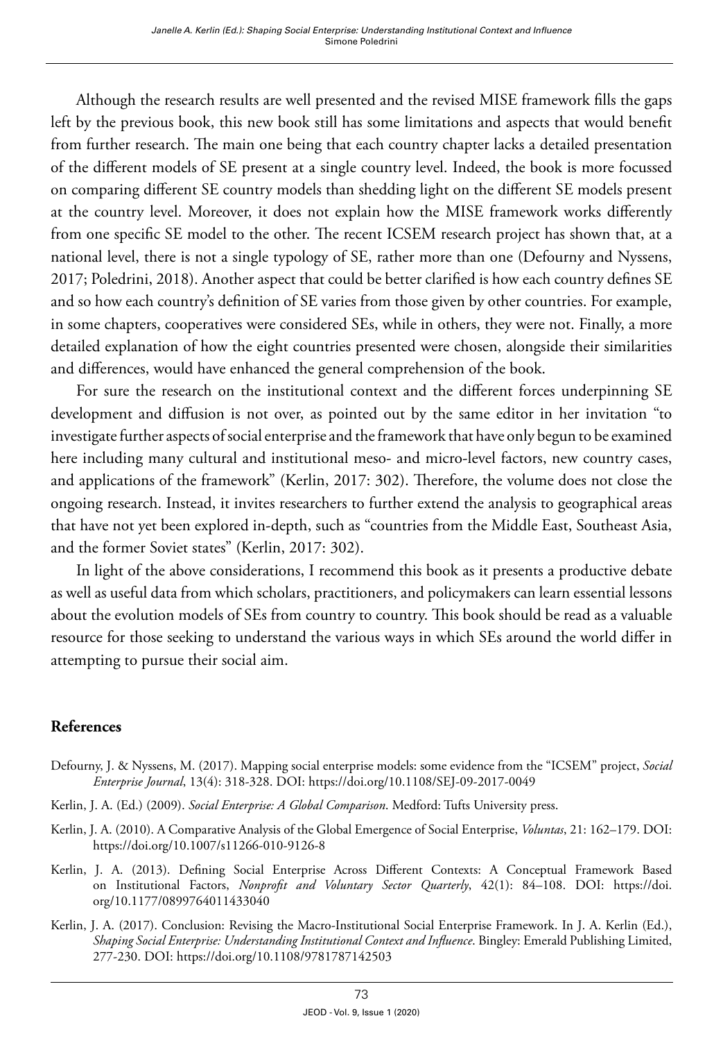Although the research results are well presented and the revised MISE framework fills the gaps left by the previous book, this new book still has some limitations and aspects that would benefit from further research. The main one being that each country chapter lacks a detailed presentation of the different models of SE present at a single country level. Indeed, the book is more focussed on comparing different SE country models than shedding light on the different SE models present at the country level. Moreover, it does not explain how the MISE framework works differently from one specific SE model to the other. The recent ICSEM research project has shown that, at a national level, there is not a single typology of SE, rather more than one (Defourny and Nyssens, 2017; Poledrini, 2018). Another aspect that could be better clarified is how each country defines SE and so how each country's definition of SE varies from those given by other countries. For example, in some chapters, cooperatives were considered SEs, while in others, they were not. Finally, a more detailed explanation of how the eight countries presented were chosen, alongside their similarities and differences, would have enhanced the general comprehension of the book.

For sure the research on the institutional context and the different forces underpinning SE development and diffusion is not over, as pointed out by the same editor in her invitation "to investigate further aspects of social enterprise and the framework that have only begun to be examined here including many cultural and institutional meso- and micro-level factors, new country cases, and applications of the framework" (Kerlin, 2017: 302). Therefore, the volume does not close the ongoing research. Instead, it invites researchers to further extend the analysis to geographical areas that have not yet been explored in-depth, such as "countries from the Middle East, Southeast Asia, and the former Soviet states" (Kerlin, 2017: 302).

In light of the above considerations, I recommend this book as it presents a productive debate as well as useful data from which scholars, practitioners, and policymakers can learn essential lessons about the evolution models of SEs from country to country. This book should be read as a valuable resource for those seeking to understand the various ways in which SEs around the world differ in attempting to pursue their social aim.

## References

Defourny, J. & Nyssens, M. (2017). Mapping social enterprise models: some evidence from the "ICSEM" project, *Social Enterprise Journal*, 13(4): 318-328. DOI: https://doi.org/10.1108/SEJ-09-2017-0049

Kerlin, J. A. (Ed.) (2009). *Social Enterprise: A Global Comparison*. Medford: Tufts University press.

Kerlin, J. A. (2010). A Comparative Analysis of the Global Emergence of Social Enterprise, *Voluntas*, 21: 162–179. DOI: https://doi.org/10.1007/s11266-010-9126-8

Kerlin, J. A. (2013). Defining Social Enterprise Across Different Contexts: A Conceptual Framework Based on Institutional Factors, *Nonprofit and Voluntary Sector Quarterly*, 42(1): 84–108. DOI: https://doi.org/10.1177/0899764011433040

Kerlin, J. A. (2017). Conclusion: Revising the Macro-Institutional Social Enterprise Framework. In J. A. Kerlin (Ed.), *Shaping Social Enterprise: Understanding Institutional Context and Influence*. Bingley: Emerald Publishing Limited, 277-230. DOI: https://doi.org/10.1108/9781787142503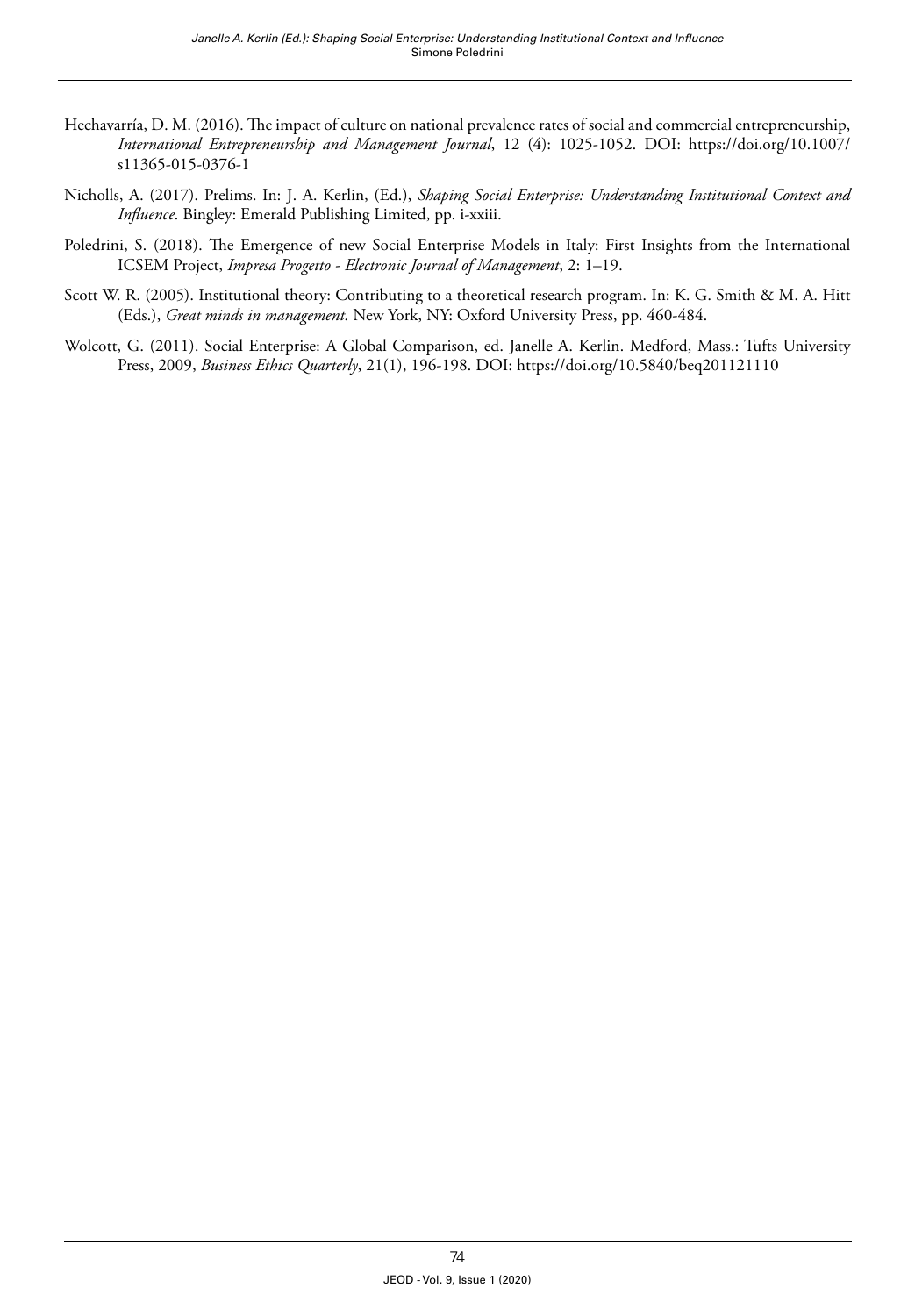Hechavarría, D. M. (2016). The impact of culture on national prevalence rates of social and commercial entrepreneurship, *International Entrepreneurship and Management Journal*, 12 (4): 1025-1052. DOI: https://doi.org/10.1007/s11365-015-0376-1

Nicholls, A. (2017). Prelims. In: J. A. Kerlin, (Ed.), *Shaping Social Enterprise: Understanding Institutional Context and Influence*. Bingley: Emerald Publishing Limited, pp. i-xxiii.

Poledrini, S. (2018). The Emergence of new Social Enterprise Models in Italy: First Insights from the International ICSEM Project, *Impresa Progetto - Electronic Journal of Management*, 2: 1–19.

Scott W. R. (2005). Institutional theory: Contributing to a theoretical research program. In: K. G. Smith & M. A. Hitt (Eds.), *Great minds in management.* New York, NY: Oxford University Press, pp. 460-484.

Wolcott, G. (2011). Social Enterprise: A Global Comparison, ed. Janelle A. Kerlin. Medford, Mass.: Tufts University Press, 2009, *Business Ethics Quarterly*, 21(1), 196-198. DOI: https://doi.org/10.5840/beq201121110